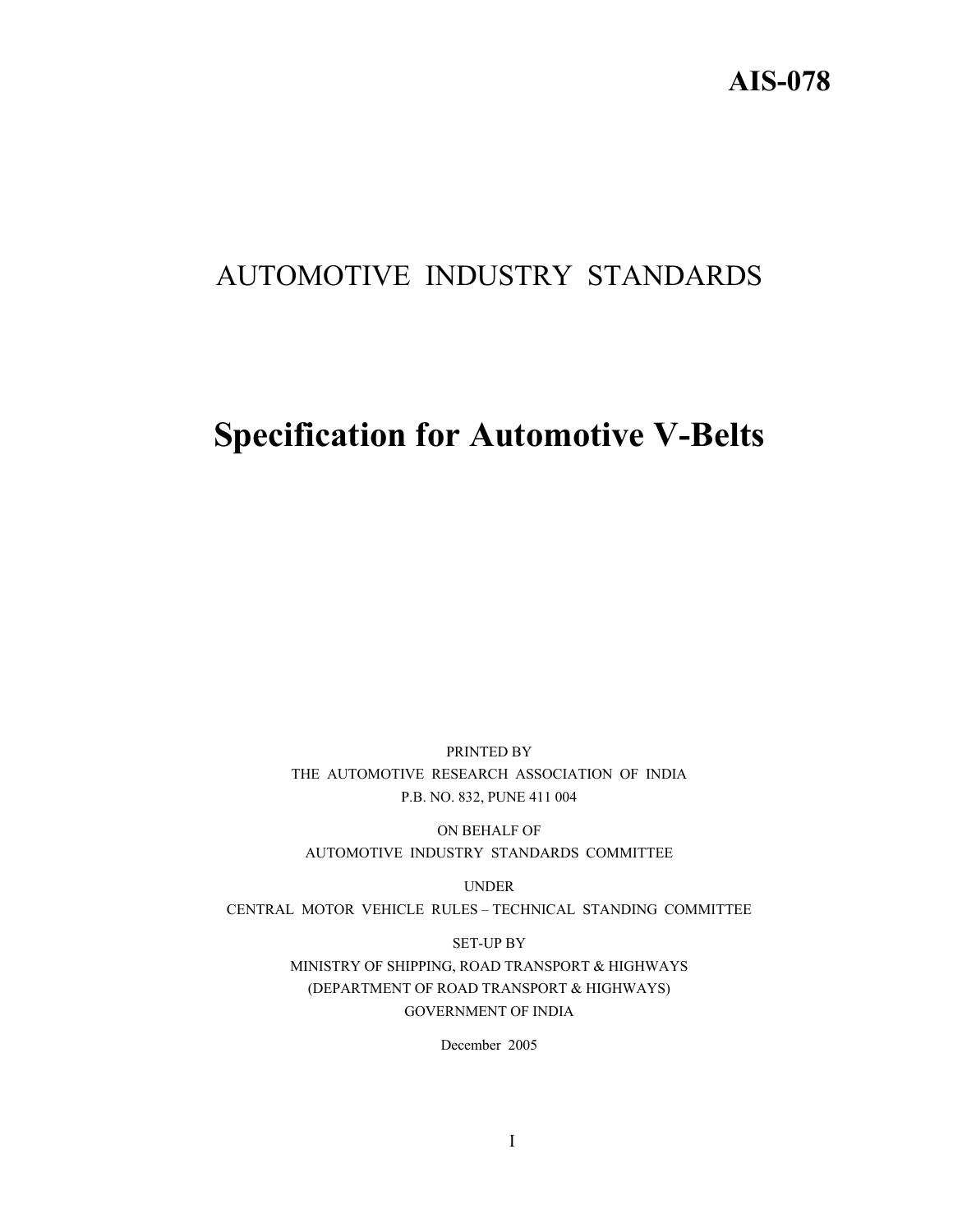**AIS-078**

# AUTOMOTIVE INDUSTRY STANDARDS

# Specification for Automotive V-Belts

PRINTED BY
THE AUTOMOTIVE RESEARCH ASSOCIATION OF INDIA
P.B. NO. 832, PUNE 411 004

ON BEHALF OF
AUTOMOTIVE INDUSTRY STANDARDS COMMITTEE

UNDER
CENTRAL MOTOR VEHICLE RULES – TECHNICAL STANDING COMMITTEE

SET-UP BY
MINISTRY OF SHIPPING, ROAD TRANSPORT & HIGHWAYS
(DEPARTMENT OF ROAD TRANSPORT & HIGHWAYS)
GOVERNMENT OF INDIA

December 2005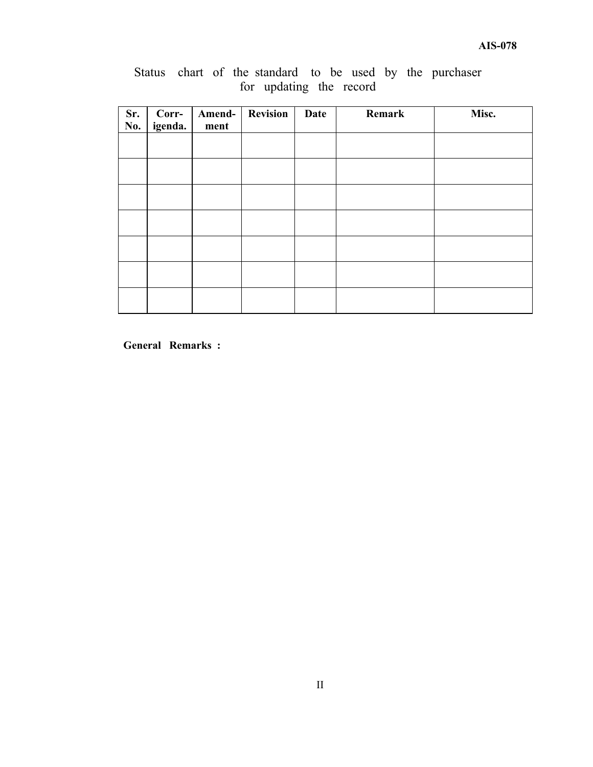Status chart of the standard to be used by the purchaser for updating the record

| Sr. No. | Corr-igenda. | Amend-ment | Revision | Date | Remark | Misc. |
|---|---|---|---|---|---|---|
| | | | | | | |
| | | | | | | |
| | | | | | | |
| | | | | | | |
| | | | | | | |
| | | | | | | |
| | | | | | | |

**General Remarks :**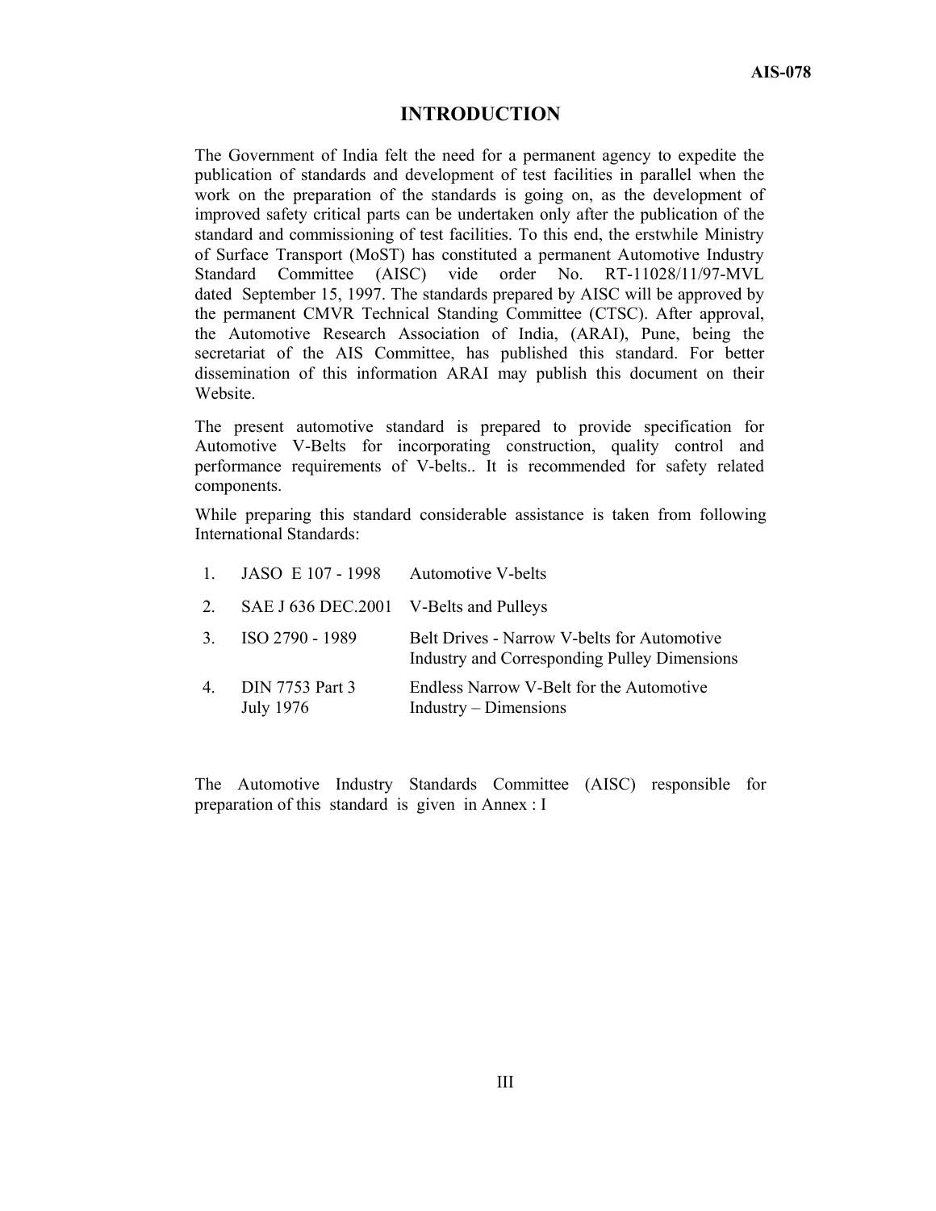# INTRODUCTION

The Government of India felt the need for a permanent agency to expedite the publication of standards and development of test facilities in parallel when the work on the preparation of the standards is going on, as the development of improved safety critical parts can be undertaken only after the publication of the standard and commissioning of test facilities. To this end, the erstwhile Ministry of Surface Transport (MoST) has constituted a permanent Automotive Industry Standard Committee (AISC) vide order No. RT-11028/11/97-MVL dated September 15, 1997. The standards prepared by AISC will be approved by the permanent CMVR Technical Standing Committee (CTSC). After approval, the Automotive Research Association of India, (ARAI), Pune, being the secretariat of the AIS Committee, has published this standard. For better dissemination of this information ARAI may publish this document on their Website.

The present automotive standard is prepared to provide specification for Automotive V-Belts for incorporating construction, quality control and performance requirements of V-belts.. It is recommended for safety related components.

While preparing this standard considerable assistance is taken from following International Standards:

| | | |
|---|---|---|
| 1. | JASO E 107 - 1998 | Automotive V-belts |
| 2. | SAE J 636 DEC.2001 | V-Belts and Pulleys |
| 3. | ISO 2790 - 1989 | Belt Drives - Narrow V-belts for Automotive Industry and Corresponding Pulley Dimensions |
| 4. | DIN 7753 Part 3 July 1976 | Endless Narrow V-Belt for the Automotive Industry – Dimensions |

The Automotive Industry Standards Committee (AISC) responsible for preparation of this standard is given in Annex : I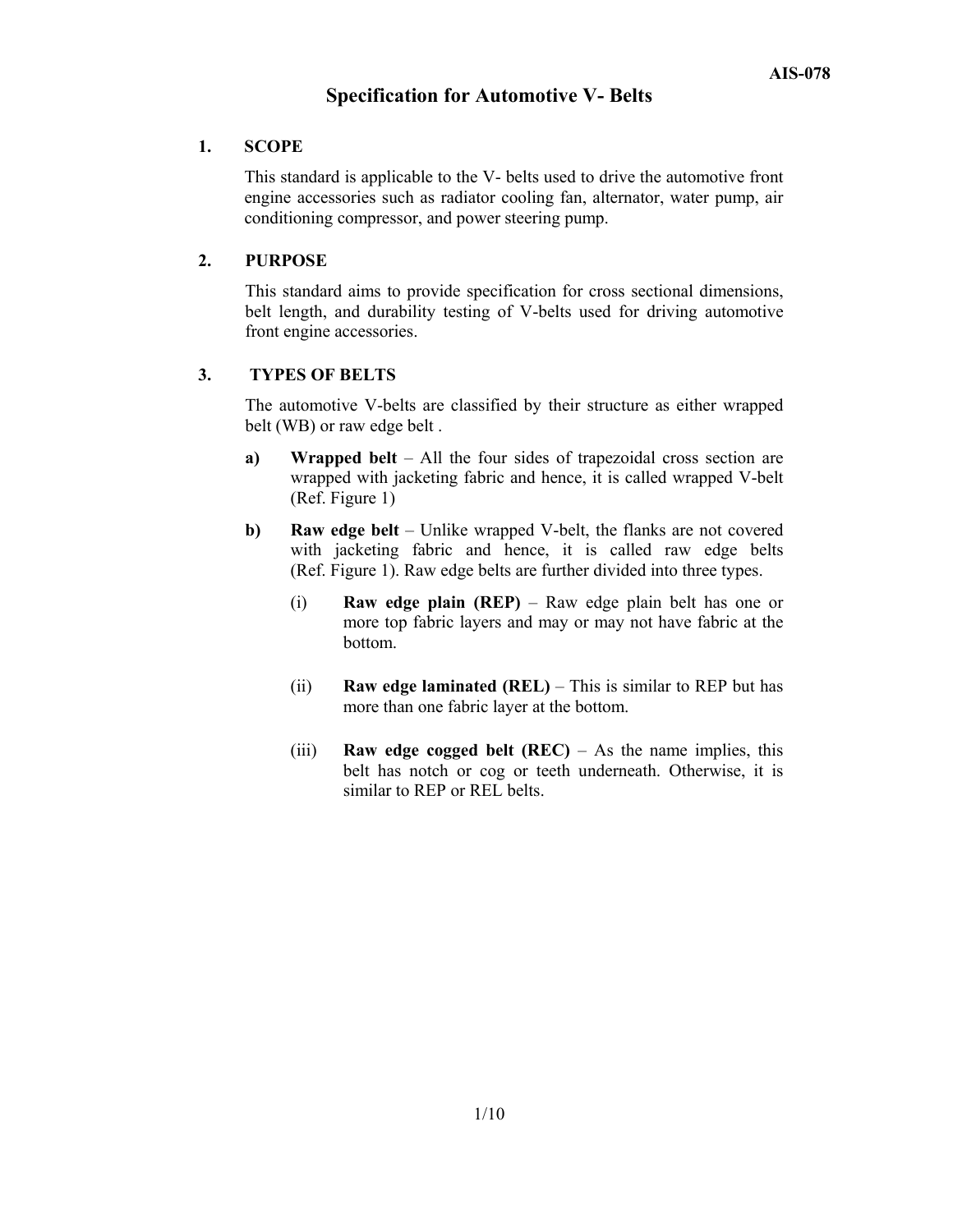# Specification for Automotive V- Belts

## 1. SCOPE

This standard is applicable to the V- belts used to drive the automotive front engine accessories such as radiator cooling fan, alternator, water pump, air conditioning compressor, and power steering pump.

## 2. PURPOSE

This standard aims to provide specification for cross sectional dimensions, belt length, and durability testing of V-belts used for driving automotive front engine accessories.

## 3. TYPES OF BELTS

The automotive V-belts are classified by their structure as either wrapped belt (WB) or raw edge belt .

**a)** **Wrapped belt** – All the four sides of trapezoidal cross section are wrapped with jacketing fabric and hence, it is called wrapped V-belt (Ref. Figure 1)

**b)** **Raw edge belt** – Unlike wrapped V-belt, the flanks are not covered with jacketing fabric and hence, it is called raw edge belts (Ref. Figure 1). Raw edge belts are further divided into three types.

(i) **Raw edge plain (REP)** – Raw edge plain belt has one or more top fabric layers and may or may not have fabric at the bottom.

(ii) **Raw edge laminated (REL)** – This is similar to REP but has more than one fabric layer at the bottom.

(iii) **Raw edge cogged belt (REC)** – As the name implies, this belt has notch or cog or teeth underneath. Otherwise, it is similar to REP or REL belts.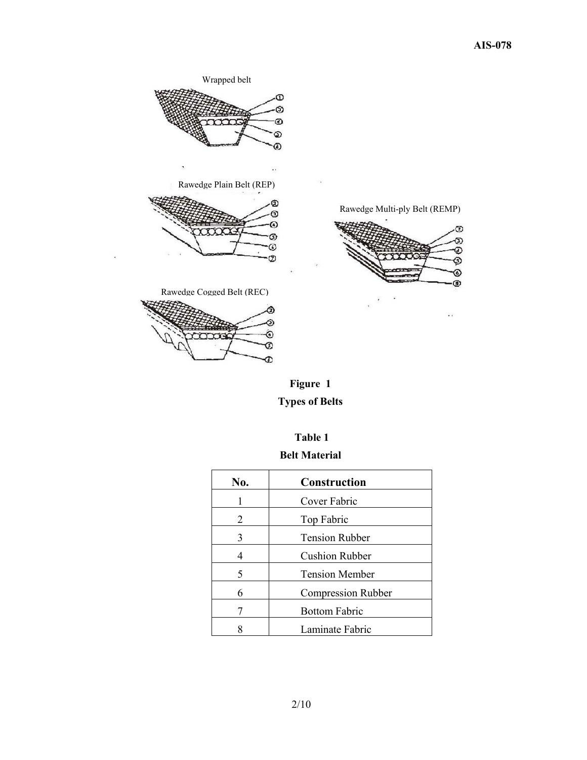Wrapped belt

Rawedge Plain Belt (REP)

Rawedge Multi-ply Belt (REMP)

Rawedge Cogged Belt (REC)

**Figure 1**

**Types of Belts**

**Table 1**

**Belt Material**

| No. | Construction |
|---|---|
| 1 | Cover Fabric |
| 2 | Top Fabric |
| 3 | Tension Rubber |
| 4 | Cushion Rubber |
| 5 | Tension Member |
| 6 | Compression Rubber |
| 7 | Bottom Fabric |
| 8 | Laminate Fabric |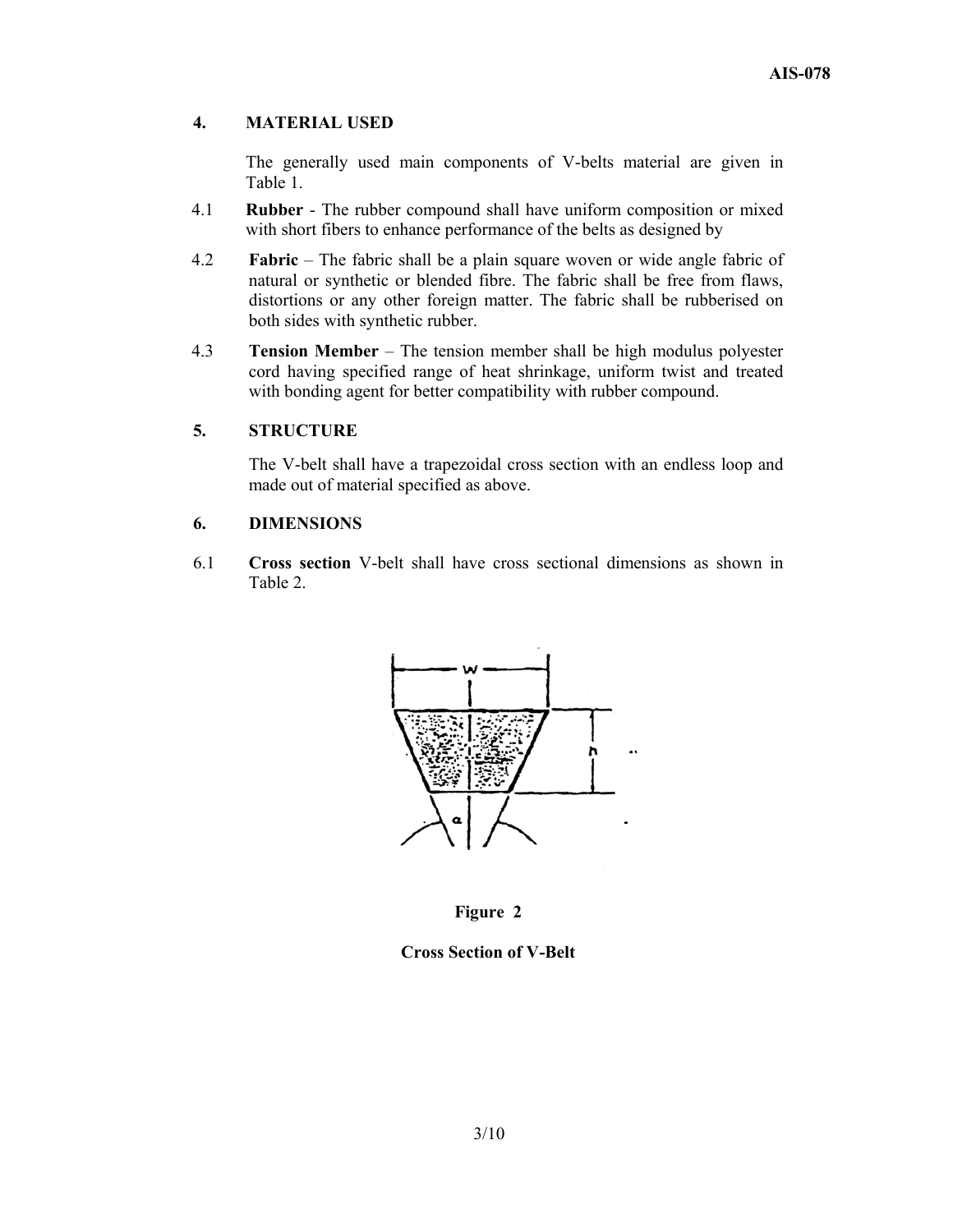## 4. MATERIAL USED

The generally used main components of V-belts material are given in Table 1.

4.1 **Rubber** - The rubber compound shall have uniform composition or mixed with short fibers to enhance performance of the belts as designed by

4.2 **Fabric** – The fabric shall be a plain square woven or wide angle fabric of natural or synthetic or blended fibre. The fabric shall be free from flaws, distortions or any other foreign matter. The fabric shall be rubberised on both sides with synthetic rubber.

4.3 **Tension Member** – The tension member shall be high modulus polyester cord having specified range of heat shrinkage, uniform twist and treated with bonding agent for better compatibility with rubber compound.

## 5. STRUCTURE

The V-belt shall have a trapezoidal cross section with an endless loop and made out of material specified as above.

## 6. DIMENSIONS

6.1 **Cross section** V-belt shall have cross sectional dimensions as shown in Table 2.

**Figure 2**

**Cross Section of V-Belt**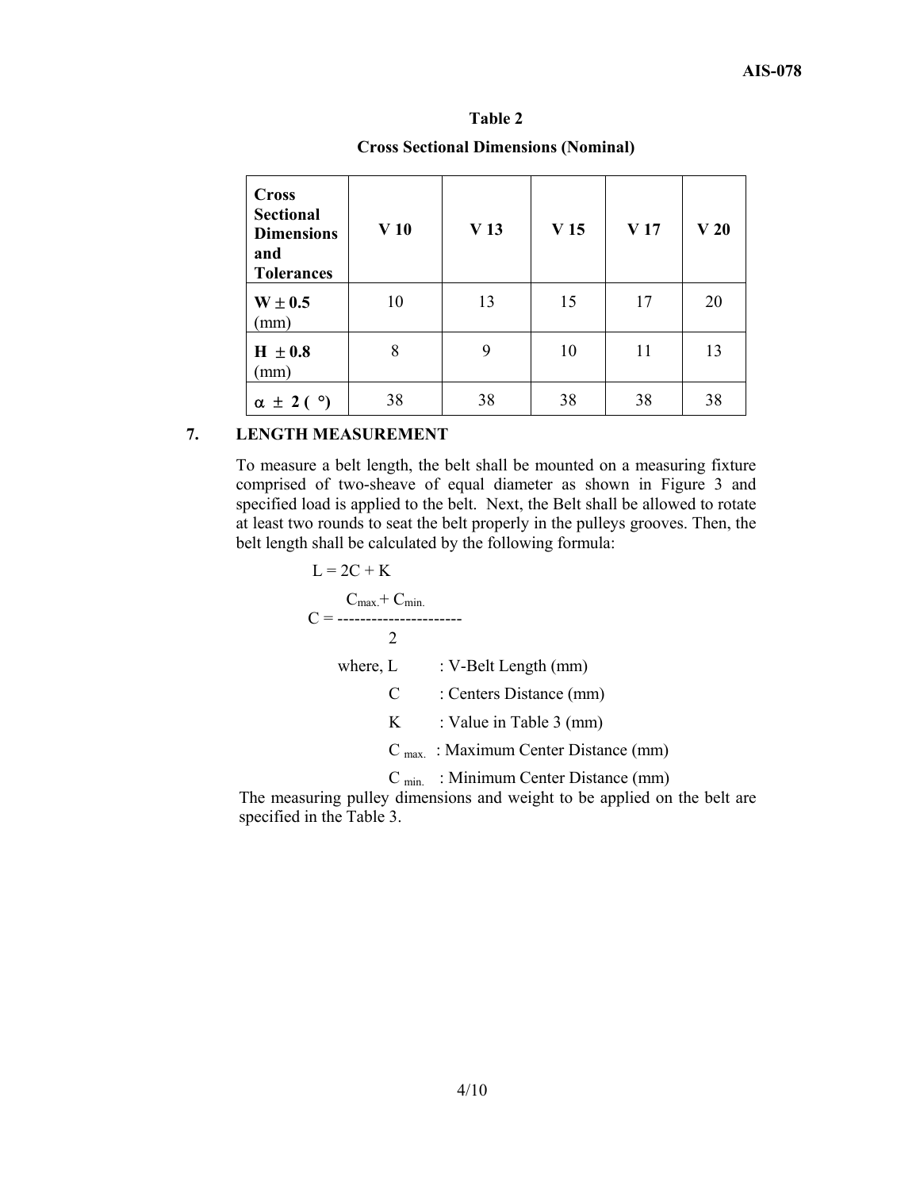**Table 2**

**Cross Sectional Dimensions (Nominal)**

| **Cross Sectional Dimensions and Tolerances** | **V 10** | **V 13** | **V 15** | **V 17** | **V 20** |
|---|---|---|---|---|---|
| **W ± 0.5** (mm) | 10 | 13 | 15 | 17 | 20 |
| **H ± 0.8** (mm) | 8 | 9 | 10 | 11 | 13 |
| **$\alpha$ ± 2 ( °)** | 38 | 38 | 38 | 38 | 38 |

## 7. LENGTH MEASUREMENT

To measure a belt length, the belt shall be mounted on a measuring fixture comprised of two-sheave of equal diameter as shown in Figure 3 and specified load is applied to the belt. Next, the Belt shall be allowed to rotate at least two rounds to seat the belt properly in the pulleys grooves. Then, the belt length shall be calculated by the following formula:

$$L = 2C + K$$

$$C = \frac{C_{max.} + C_{min.}}{2}$$

where, L : V-Belt Length (mm)

C : Centers Distance (mm)

K : Value in Table 3 (mm)

$C_{max.}$ : Maximum Center Distance (mm)

$C_{min.}$ : Minimum Center Distance (mm)

The measuring pulley dimensions and weight to be applied on the belt are specified in the Table 3.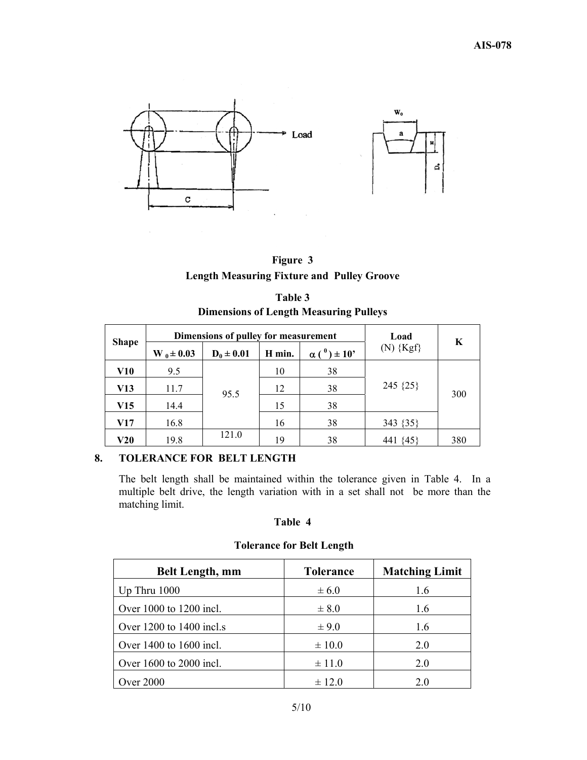**Figure 3**

**Length Measuring Fixture and Pulley Groove**

**Table 3**

**Dimensions of Length Measuring Pulleys**

| Shape | Dimensions of pulley for measurement | | | | Load (N) {Kgf} | K |
|---|---|---|---|---|---|---|
| | $W_0 \pm 0.03$ | $D_0 \pm 0.01$ | H min. | $\alpha$ ( $^0$ ) ± 10' | | |
| **V10** | 9.5 | 95.5 | 10 | 38 | 245 {25} | 300 |
| **V13** | 11.7 | | 12 | 38 | | |
| **V15** | 14.4 | | 15 | 38 | | |
| **V17** | 16.8 | | 16 | 38 | 343 {35} | |
| **V20** | 19.8 | 121.0 | 19 | 38 | 441 {45} | 380 |

## 8. TOLERANCE FOR BELT LENGTH

The belt length shall be maintained within the tolerance given in Table 4. In a multiple belt drive, the length variation with in a set shall not be more than the matching limit.

**Table 4**

**Tolerance for Belt Length**

| Belt Length, mm | Tolerance | Matching Limit |
|---|---|---|
| Up Thru 1000 | ± 6.0 | 1.6 |
| Over 1000 to 1200 incl. | ± 8.0 | 1.6 |
| Over 1200 to 1400 incl.s | ± 9.0 | 1.6 |
| Over 1400 to 1600 incl. | ± 10.0 | 2.0 |
| Over 1600 to 2000 incl. | ± 11.0 | 2.0 |
| Over 2000 | ± 12.0 | 2.0 |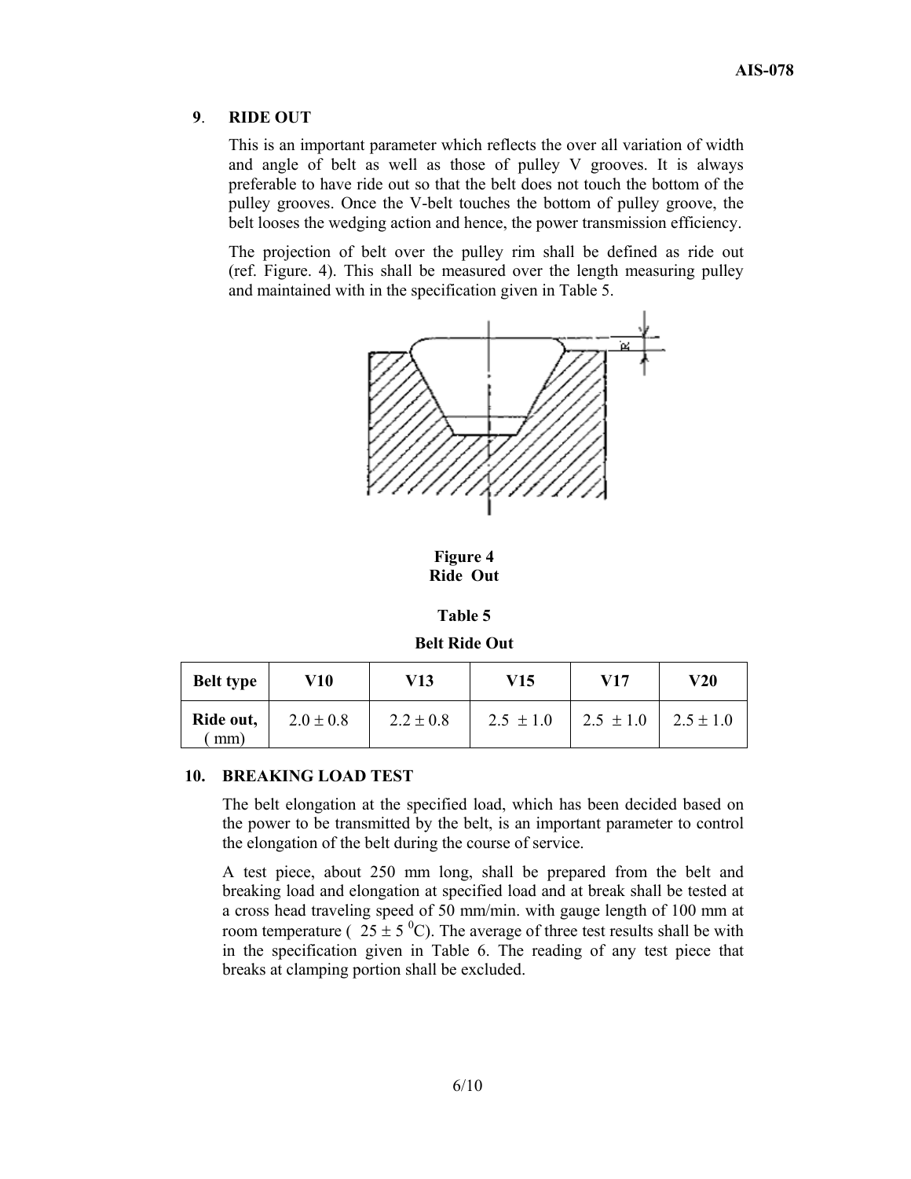## 9. RIDE OUT

This is an important parameter which reflects the over all variation of width and angle of belt as well as those of pulley V grooves. It is always preferable to have ride out so that the belt does not touch the bottom of the pulley grooves. Once the V-belt touches the bottom of pulley groove, the belt looses the wedging action and hence, the power transmission efficiency.

The projection of belt over the pulley rim shall be defined as ride out (ref. Figure. 4). This shall be measured over the length measuring pulley and maintained with in the specification given in Table 5.

**Figure 4**
**Ride Out**

**Table 5**

**Belt Ride Out**

| Belt type | V10 | V13 | V15 | V17 | V20 |
|---|---|---|---|---|---|
| Ride out, ( mm) | 2.0 ± 0.8 | 2.2 ± 0.8 | 2.5 ± 1.0 | 2.5 ± 1.0 | 2.5 ± 1.0 |

## 10. BREAKING LOAD TEST

The belt elongation at the specified load, which has been decided based on the power to be transmitted by the belt, is an important parameter to control the elongation of the belt during the course of service.

A test piece, about 250 mm long, shall be prepared from the belt and breaking load and elongation at specified load and at break shall be tested at a cross head traveling speed of 50 mm/min. with gauge length of 100 mm at room temperature ( $25 \pm 5\ ^0$C). The average of three test results shall be with in the specification given in Table 6. The reading of any test piece that breaks at clamping portion shall be excluded.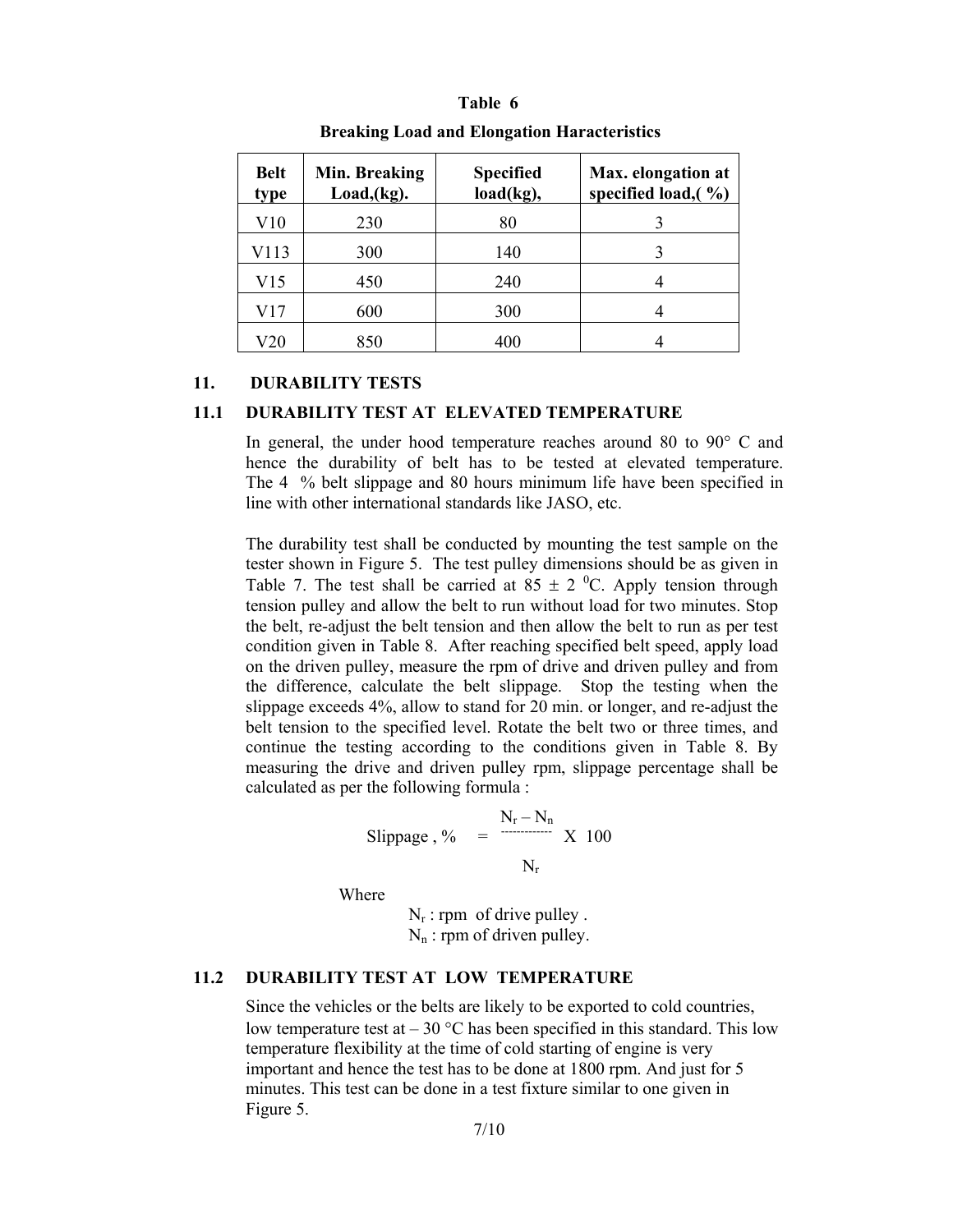Table 6

**Breaking Load and Elongation Haracteristics**

| Belt type | Min. Breaking Load,(kg). | Specified load(kg), | Max. elongation at specified load,( %) |
|---|---|---|---|
| V10 | 230 | 80 | 3 |
| V113 | 300 | 140 | 3 |
| V15 | 450 | 240 | 4 |
| V17 | 600 | 300 | 4 |
| V20 | 850 | 400 | 4 |

## 11. DURABILITY TESTS

### 11.1 DURABILITY TEST AT ELEVATED TEMPERATURE

In general, the under hood temperature reaches around 80 to 90° C and hence the durability of belt has to be tested at elevated temperature. The 4 % belt slippage and 80 hours minimum life have been specified in line with other international standards like JASO, etc.

The durability test shall be conducted by mounting the test sample on the tester shown in Figure 5. The test pulley dimensions should be as given in Table 7. The test shall be carried at 85 ± 2 $^0$C. Apply tension through tension pulley and allow the belt to run without load for two minutes. Stop the belt, re-adjust the belt tension and then allow the belt to run as per test condition given in Table 8. After reaching specified belt speed, apply load on the driven pulley, measure the rpm of drive and driven pulley and from the difference, calculate the belt slippage. Stop the testing when the slippage exceeds 4%, allow to stand for 20 min. or longer, and re-adjust the belt tension to the specified level. Rotate the belt two or three times, and continue the testing according to the conditions given in Table 8. By measuring the drive and driven pulley rpm, slippage percentage shall be calculated as per the following formula :

$$\text{Slippage , \%} = \frac{N_r - N_n}{N_r} \times 100$$

Where

$N_r$ : rpm of drive pulley .
$N_n$ : rpm of driven pulley.

### 11.2 DURABILITY TEST AT LOW TEMPERATURE

Since the vehicles or the belts are likely to be exported to cold countries, low temperature test at – 30 °C has been specified in this standard. This low temperature flexibility at the time of cold starting of engine is very important and hence the test has to be done at 1800 rpm. And just for 5 minutes. This test can be done in a test fixture similar to one given in Figure 5.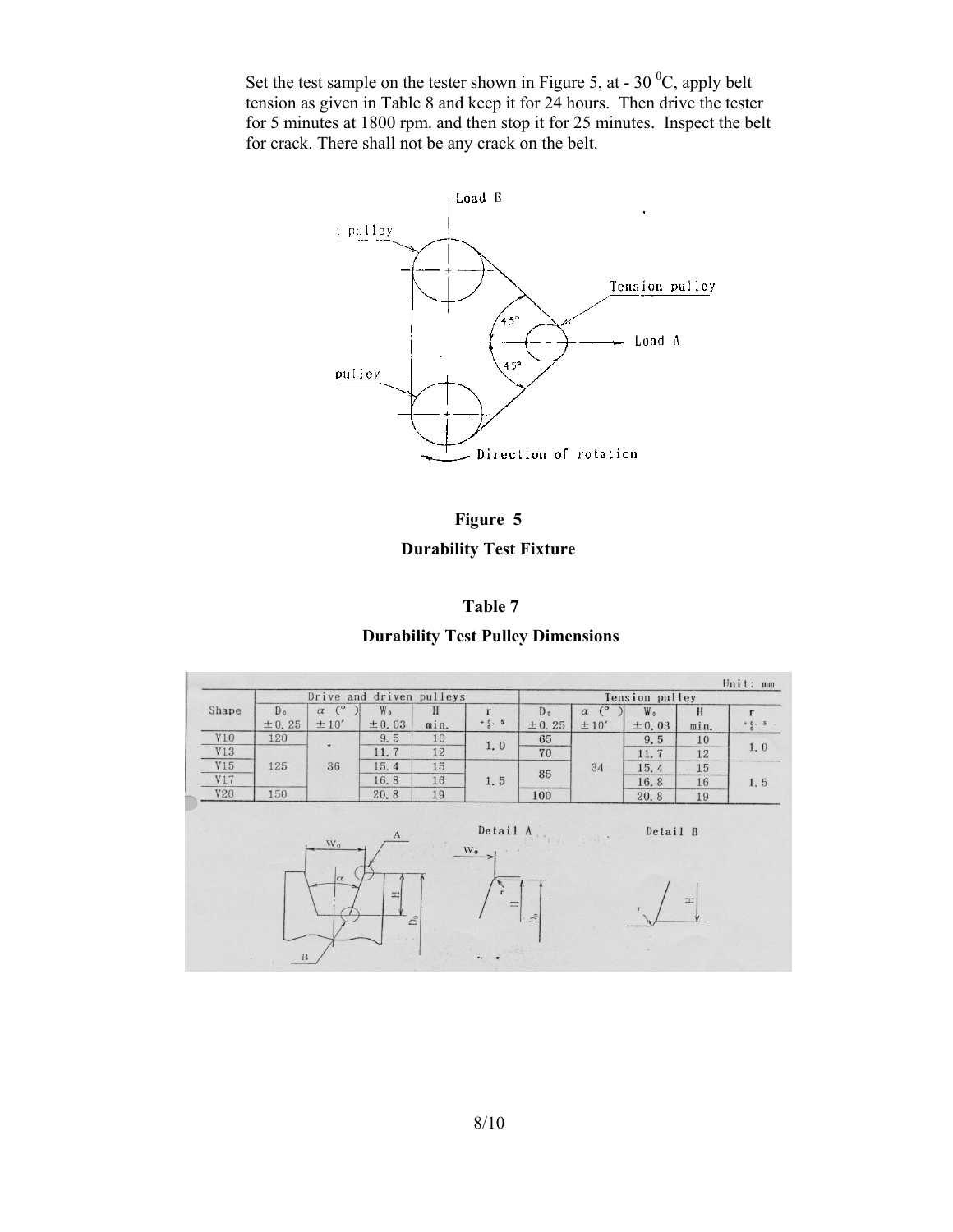Set the test sample on the tester shown in Figure 5, at - 30 $^{0}$C, apply belt tension as given in Table 8 and keep it for 24 hours. Then drive the tester for 5 minutes at 1800 rpm. and then stop it for 25 minutes. Inspect the belt for crack. There shall not be any crack on the belt.

**Figure 5**

**Durability Test Fixture**

**Table 7**

**Durability Test Pulley Dimensions**

Unit: mm

| Shape | Drive and driven pulleys | | | | | Tension pulley | | | | |
|---|---|---|---|---|---|---|---|---|---|---|
| | $D_o$ ±0.25 | $\alpha$ (°) ±10′ | $W_o$ ±0.03 | H min. | r $^{+0.5}_{0}$ | $D_o$ ±0.25 | $\alpha$ (°) ±10′ | $W_o$ ±0.03 | H min. | r $^{+0.5}_{0}$ |
| V10 | 120 | 36 | 9.5 | 10 | 1.0 | 65 | 34 | 9.5 | 10 | 1.0 |
| V13 | 125 | | 11.7 | 12 | | 70 | | 11.7 | 12 | |
| V15 | | | 15.4 | 15 | 1.5 | 85 | | 15.4 | 15 | 1.5 |
| V17 | | | 16.8 | 16 | | | | 16.8 | 16 | |
| V20 | 150 | | 20.8 | 19 | | 100 | | 20.8 | 19 | |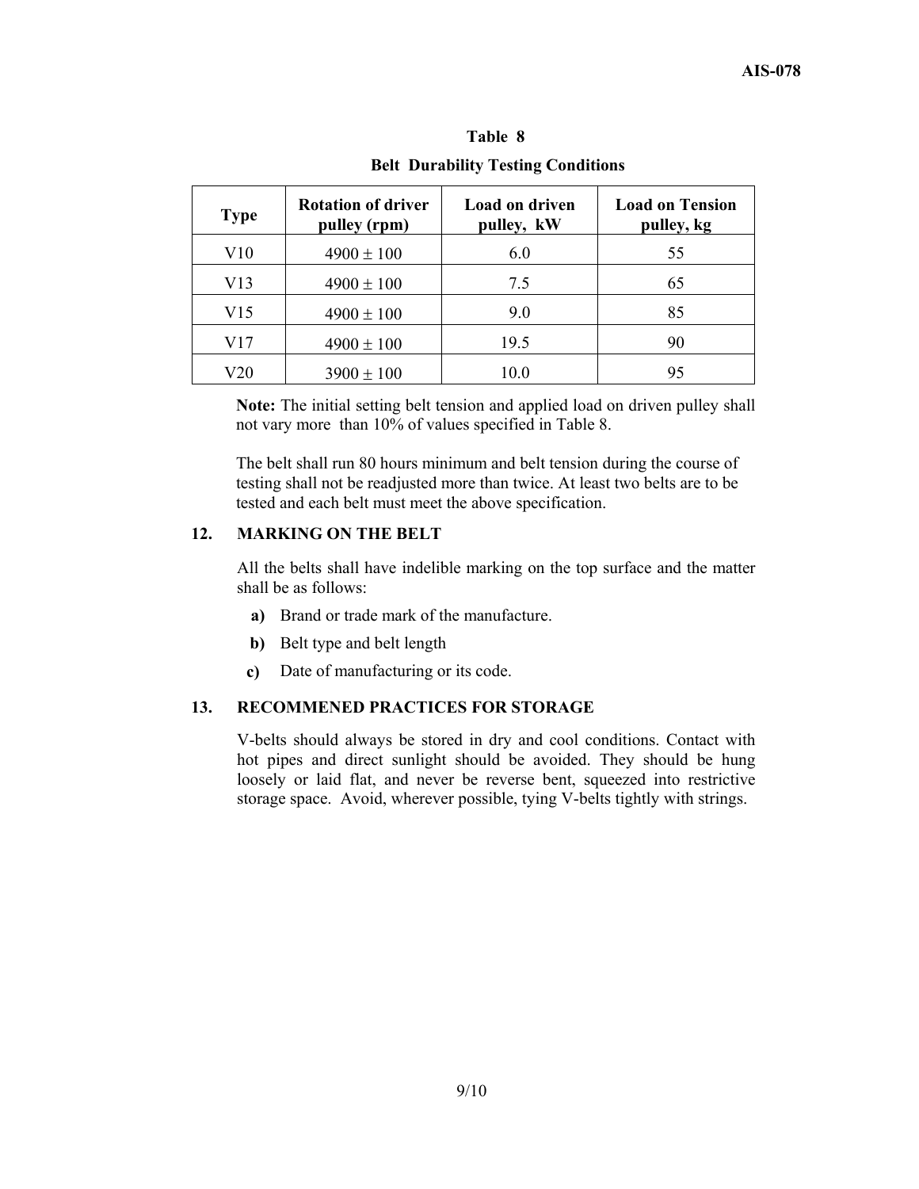**Table 8**

**Belt Durability Testing Conditions**

| Type | Rotation of driver pulley (rpm) | Load on driven pulley, kW | Load on Tension pulley, kg |
|---|---|---|---|
| V10 | 4900 ± 100 | 6.0 | 55 |
| V13 | 4900 ± 100 | 7.5 | 65 |
| V15 | 4900 ± 100 | 9.0 | 85 |
| V17 | 4900 ± 100 | 19.5 | 90 |
| V20 | 3900 ± 100 | 10.0 | 95 |

**Note:** The initial setting belt tension and applied load on driven pulley shall not vary more than 10% of values specified in Table 8.

The belt shall run 80 hours minimum and belt tension during the course of testing shall not be readjusted more than twice. At least two belts are to be tested and each belt must meet the above specification.

## 12. MARKING ON THE BELT

All the belts shall have indelible marking on the top surface and the matter shall be as follows:

**a)** Brand or trade mark of the manufacture.

**b)** Belt type and belt length

**c)** Date of manufacturing or its code.

## 13. RECOMMENED PRACTICES FOR STORAGE

V-belts should always be stored in dry and cool conditions. Contact with hot pipes and direct sunlight should be avoided. They should be hung loosely or laid flat, and never be reverse bent, squeezed into restrictive storage space. Avoid, wherever possible, tying V-belts tightly with strings.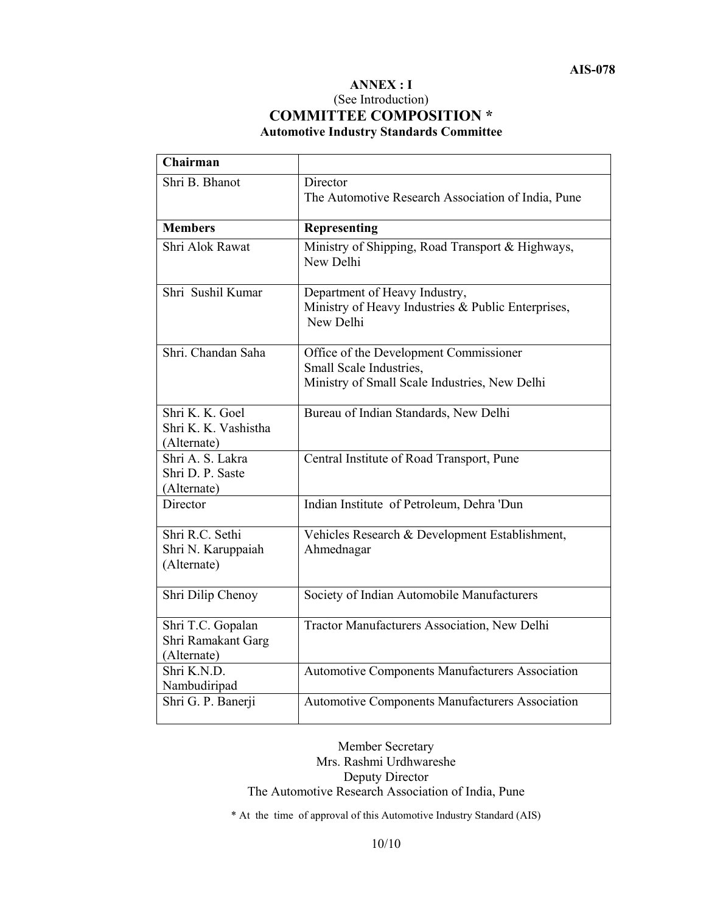**ANNEX : I**

(See Introduction)

## COMMITTEE COMPOSITION *

### Automotive Industry Standards Committee

| **Chairman** | |
|---|---|
| Shri B. Bhanot | Director<br>The Automotive Research Association of India, Pune |
| **Members** | **Representing** |
| Shri Alok Rawat | Ministry of Shipping, Road Transport & Highways, New Delhi |
| Shri Sushil Kumar | Department of Heavy Industry,<br>Ministry of Heavy Industries & Public Enterprises, New Delhi |
| Shri. Chandan Saha | Office of the Development Commissioner<br>Small Scale Industries,<br>Ministry of Small Scale Industries, New Delhi |
| Shri K. K. Goel<br>Shri K. K. Vashistha (Alternate) | Bureau of Indian Standards, New Delhi |
| Shri A. S. Lakra<br>Shri D. P. Saste (Alternate) | Central Institute of Road Transport, Pune |
| Director | Indian Institute of Petroleum, Dehra 'Dun |
| Shri R.C. Sethi<br>Shri N. Karuppaiah (Alternate) | Vehicles Research & Development Establishment, Ahmednagar |
| Shri Dilip Chenoy | Society of Indian Automobile Manufacturers |
| Shri T.C. Gopalan<br>Shri Ramakant Garg (Alternate) | Tractor Manufacturers Association, New Delhi |
| Shri K.N.D. Nambudiripad | Automotive Components Manufacturers Association |
| Shri G. P. Banerji | Automotive Components Manufacturers Association |

Member Secretary
Mrs. Rashmi Urdhwareshe
Deputy Director
The Automotive Research Association of India, Pune

\* At the time of approval of this Automotive Industry Standard (AIS)